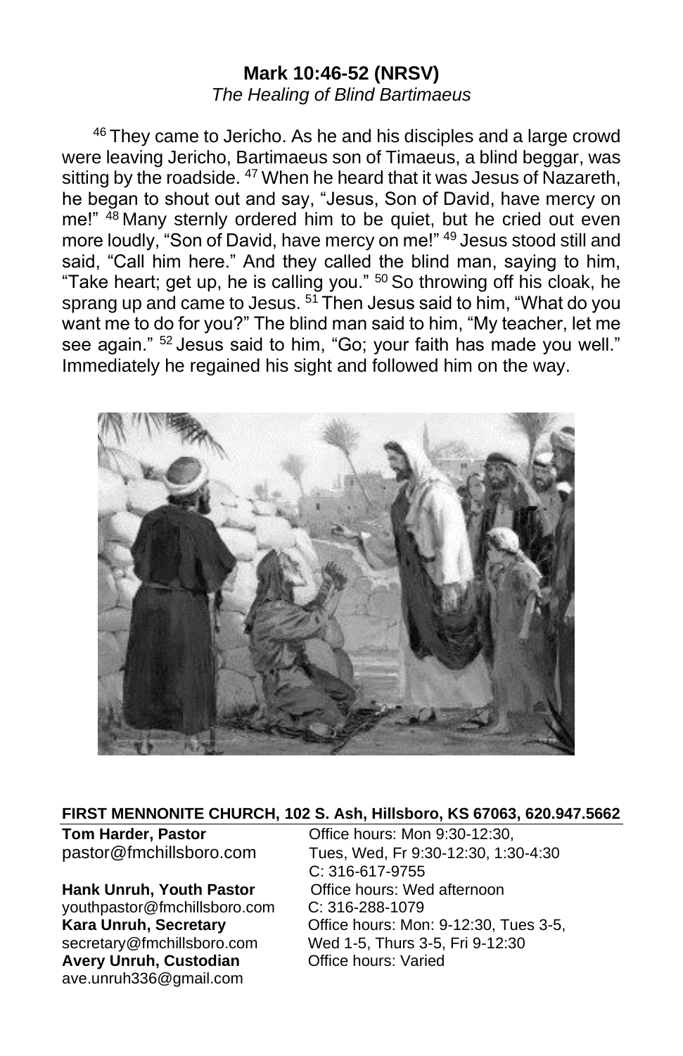## Mark 10:46-52 (NRSV)

*The Healing of Blind Bartimaeus*

46 They came to Jericho. As he and his disciples and a large crowd were leaving Jericho, Bartimaeus son of Timaeus, a blind beggar, was sitting by the roadside. 47 When he heard that it was Jesus of Nazareth, he began to shout out and say, "Jesus, Son of David, have mercy on me!" 48 Many sternly ordered him to be quiet, but he cried out even more loudly, "Son of David, have mercy on me!" 49 Jesus stood still and said, "Call him here." And they called the blind man, saying to him, "Take heart; get up, he is calling you." 50 So throwing off his cloak, he sprang up and came to Jesus. 51 Then Jesus said to him, "What do you want me to do for you?" The blind man said to him, "My teacher, let me see again." 52 Jesus said to him, "Go; your faith has made you well." Immediately he regained his sight and followed him on the way.

**FIRST MENNONITE CHURCH, 102 S. Ash, Hillsboro, KS 67063, 620.947.5662**

**Tom Harder, Pastor**
pastor@fmchillsboro.com
Office hours: Mon 9:30-12:30, Tues, Wed, Fr 9:30-12:30, 1:30-4:30
C: 316-617-9755

**Hank Unruh, Youth Pastor**
youthpastor@fmchillsboro.com
Office hours: Wed afternoon
C: 316-288-1079

**Kara Unruh, Secretary**
secretary@fmchillsboro.com
Office hours: Mon: 9-12:30, Tues 3-5, Wed 1-5, Thurs 3-5, Fri 9-12:30

**Avery Unruh, Custodian**
ave.unruh336@gmail.com
Office hours: Varied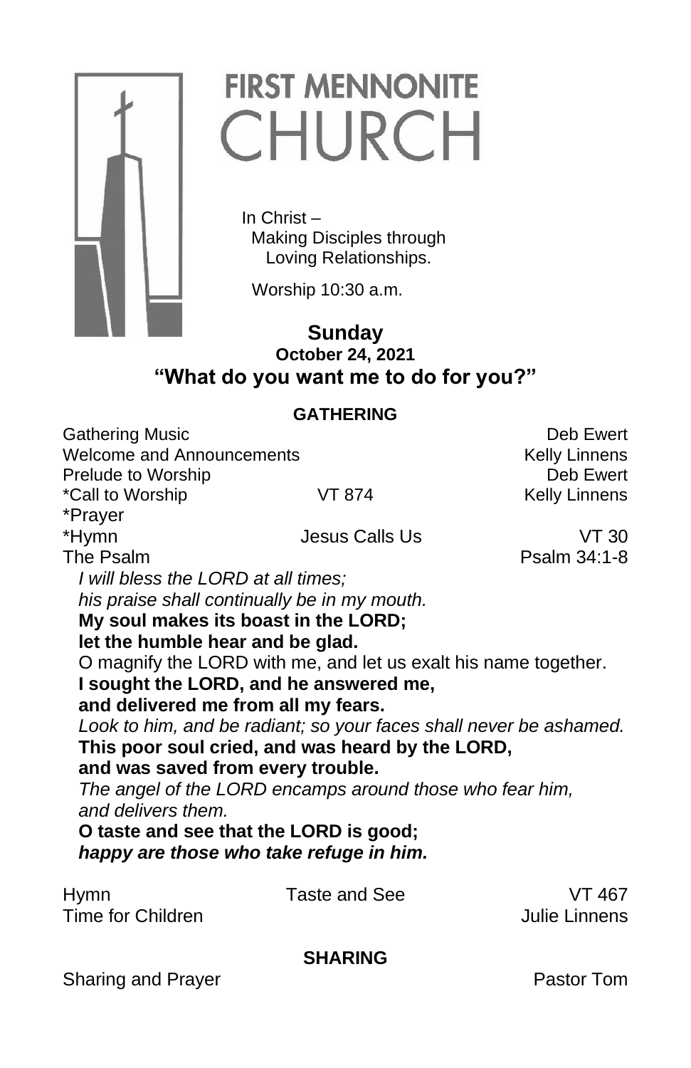# FIRST MENNONITE CHURCH

In Christ –
Making Disciples through
Loving Relationships.

Worship 10:30 a.m.

**Sunday**
**October 24, 2021**
**"What do you want me to do for you?"**

**GATHERING**

Gathering Music — Deb Ewert
Welcome and Announcements — Kelly Linnens
Prelude to Worship — Deb Ewert
*Call to Worship — VT 874 — Kelly Linnens
*Prayer
*Hymn — Jesus Calls Us — VT 30
The Psalm — Psalm 34:1-8

*I will bless the LORD at all times;*
*his praise shall continually be in my mouth.*
**My soul makes its boast in the LORD;**
**let the humble hear and be glad.**
O magnify the LORD with me, and let us exalt his name together.
**I sought the LORD, and he answered me,**
**and delivered me from all my fears.**
*Look to him, and be radiant; so your faces shall never be ashamed.*
**This poor soul cried, and was heard by the LORD,**
**and was saved from every trouble.**
*The angel of the LORD encamps around those who fear him,*
*and delivers them.*
**O taste and see that the LORD is good;**
***happy are those who take refuge in him.***

Hymn — Taste and See — VT 467
Time for Children — Julie Linnens

**SHARING**

Sharing and Prayer — Pastor Tom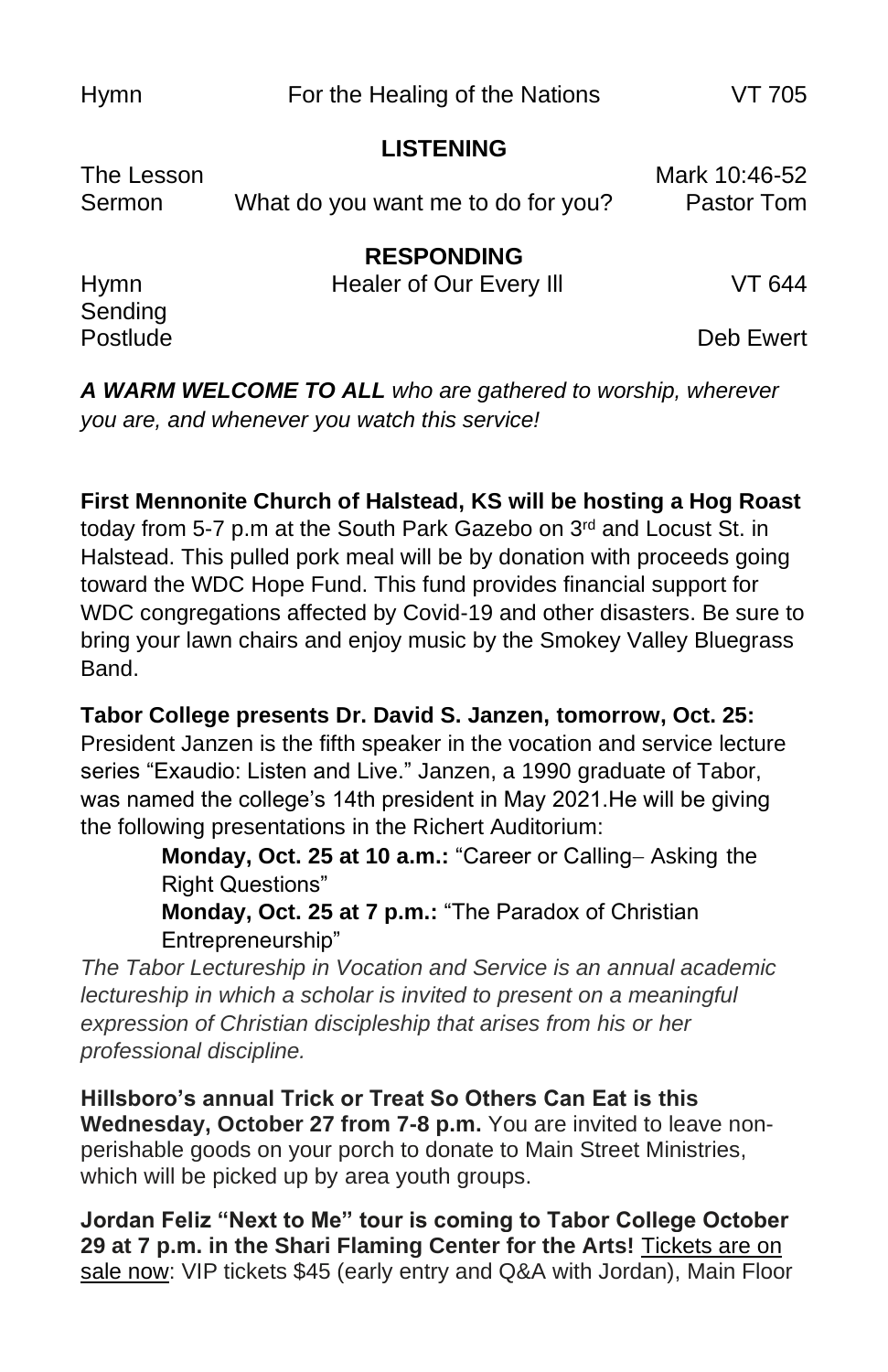| | | |
|---|---|---|
| Hymn | For the Healing of the Nations | VT 705 |

**LISTENING**

| | | |
|---|---|---|
| The Lesson | | Mark 10:46-52 |
| Sermon | What do you want me to do for you? | Pastor Tom |

**RESPONDING**

| | | |
|---|---|---|
| Hymn | Healer of Our Every Ill | VT 644 |
| Sending | | |
| Postlude | | Deb Ewert |

***A WARM WELCOME TO ALL*** *who are gathered to worship, wherever you are, and whenever you watch this service!*

**First Mennonite Church of Halstead, KS will be hosting a Hog Roast** today from 5-7 p.m at the South Park Gazebo on 3rd and Locust St. in Halstead. This pulled pork meal will be by donation with proceeds going toward the WDC Hope Fund. This fund provides financial support for WDC congregations affected by Covid-19 and other disasters. Be sure to bring your lawn chairs and enjoy music by the Smokey Valley Bluegrass Band.

**Tabor College presents Dr. David S. Janzen, tomorrow, Oct. 25:** President Janzen is the fifth speaker in the vocation and service lecture series "Exaudio: Listen and Live." Janzen, a 1990 graduate of Tabor, was named the college's 14th president in May 2021.He will be giving the following presentations in the Richert Auditorium:

> **Monday, Oct. 25 at 10 a.m.:** "Career or Calling– Asking the Right Questions"
>
> **Monday, Oct. 25 at 7 p.m.:** "The Paradox of Christian Entrepreneurship"

*The Tabor Lectureship in Vocation and Service is an annual academic lectureship in which a scholar is invited to present on a meaningful expression of Christian discipleship that arises from his or her professional discipline.*

**Hillsboro's annual Trick or Treat So Others Can Eat is this Wednesday, October 27 from 7-8 p.m.** You are invited to leave non-perishable goods on your porch to donate to Main Street Ministries, which will be picked up by area youth groups.

**Jordan Feliz "Next to Me" tour is coming to Tabor College October 29 at 7 p.m. in the Shari Flaming Center for the Arts!** Tickets are on sale now: VIP tickets $45 (early entry and Q&A with Jordan), Main Floor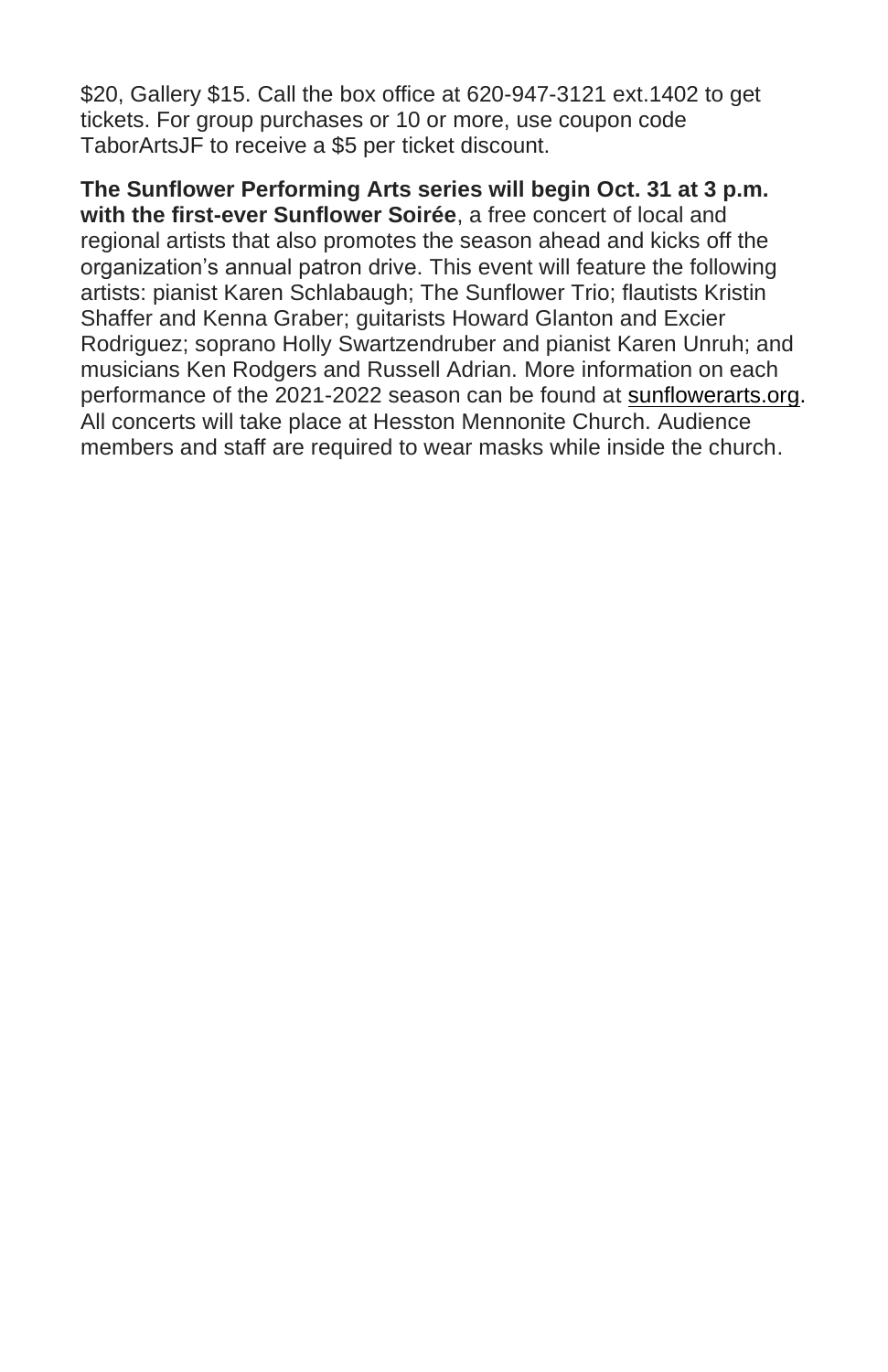$20, Gallery $15. Call the box office at 620-947-3121 ext.1402 to get tickets. For group purchases or 10 or more, use coupon code TaborArtsJF to receive a $5 per ticket discount.

**The Sunflower Performing Arts series will begin Oct. 31 at 3 p.m. with the first-ever Sunflower Soirée**, a free concert of local and regional artists that also promotes the season ahead and kicks off the organization's annual patron drive. This event will feature the following artists: pianist Karen Schlabaugh; The Sunflower Trio; flautists Kristin Shaffer and Kenna Graber; guitarists Howard Glanton and Excier Rodriguez; soprano Holly Swartzendruber and pianist Karen Unruh; and musicians Ken Rodgers and Russell Adrian. More information on each performance of the 2021-2022 season can be found at sunflowerarts.org. All concerts will take place at Hesston Mennonite Church. Audience members and staff are required to wear masks while inside the church.